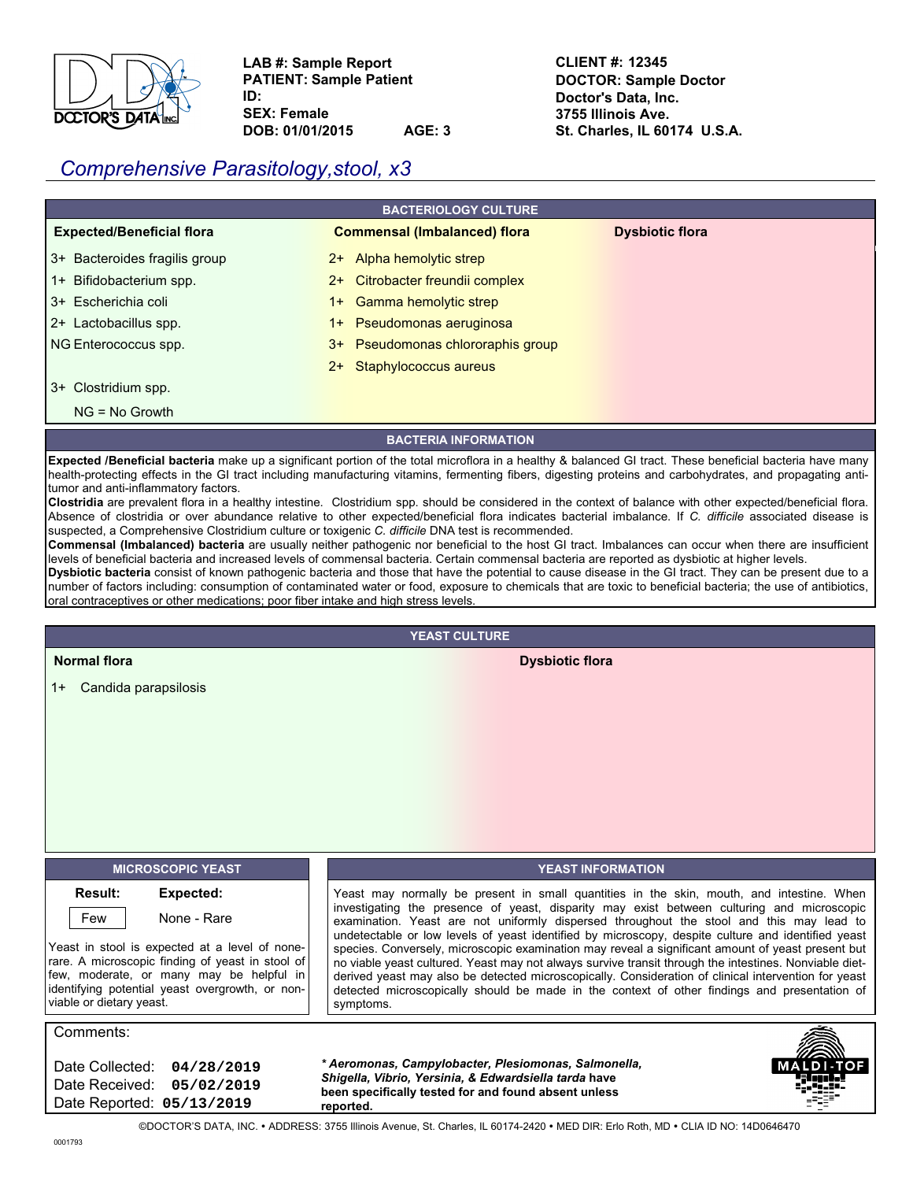LAB #: Sample Report
PATIENT: Sample Patient
ID:
SEX: Female
DOB: 01/01/2015 AGE: 3

CLIENT #: 12345
DOCTOR: Sample Doctor
Doctor's Data, Inc.
3755 Illinois Ave.
St. Charles, IL 60174 U.S.A.

# Comprehensive Parasitology,stool, x3

## BACTERIOLOGY CULTURE

| Expected/Beneficial flora | Commensal (Imbalanced) flora | Dysbiotic flora |
|---|---|---|
| 3+ Bacteroides fragilis group | 2+ Alpha hemolytic strep | |
| 1+ Bifidobacterium spp. | 2+ Citrobacter freundii complex | |
| 3+ Escherichia coli | 1+ Gamma hemolytic strep | |
| 2+ Lactobacillus spp. | 1+ Pseudomonas aeruginosa | |
| NG Enterococcus spp. | 3+ Pseudomonas chlororaphis group | |
| | 2+ Staphylococcus aureus | |
| 3+ Clostridium spp. | | |
| NG = No Growth | | |

## BACTERIA INFORMATION

**Expected /Beneficial bacteria** make up a significant portion of the total microflora in a healthy & balanced GI tract. These beneficial bacteria have many health-protecting effects in the GI tract including manufacturing vitamins, fermenting fibers, digesting proteins and carbohydrates, and propagating anti-tumor and anti-inflammatory factors.

**Clostridia** are prevalent flora in a healthy intestine. Clostridium spp. should be considered in the context of balance with other expected/beneficial flora. Absence of clostridia or over abundance relative to other expected/beneficial flora indicates bacterial imbalance. If *C. difficile* associated disease is suspected, a Comprehensive Clostridium culture or toxigenic *C. difficile* DNA test is recommended.

**Commensal (Imbalanced) bacteria** are usually neither pathogenic nor beneficial to the host GI tract. Imbalances can occur when there are insufficient levels of beneficial bacteria and increased levels of commensal bacteria. Certain commensal bacteria are reported as dysbiotic at higher levels.

**Dysbiotic bacteria** consist of known pathogenic bacteria and those that have the potential to cause disease in the GI tract. They can be present due to a number of factors including: consumption of contaminated water or food, exposure to chemicals that are toxic to beneficial bacteria; the use of antibiotics, oral contraceptives or other medications; poor fiber intake and high stress levels.

## YEAST CULTURE

| Normal flora | Dysbiotic flora |
|---|---|
| 1+ Candida parapsilosis | |

## MICROSCOPIC YEAST

| Result: | Expected: |
|---|---|
| Few | None - Rare |

Yeast in stool is expected at a level of none-rare. A microscopic finding of yeast in stool of few, moderate, or many may be helpful in identifying potential yeast overgrowth, or non-viable or dietary yeast.

## YEAST INFORMATION

Yeast may normally be present in small quantities in the skin, mouth, and intestine. When investigating the presence of yeast, disparity may exist between culturing and microscopic examination. Yeast are not uniformly dispersed throughout the stool and this may lead to undetectable or low levels of yeast identified by microscopy, despite culture and identified yeast species. Conversely, microscopic examination may reveal a significant amount of yeast present but no viable yeast cultured. Yeast may not always survive transit through the intestines. Nonviable diet-derived yeast may also be detected microscopically. Consideration of clinical intervention for yeast detected microscopically should be made in the context of other findings and presentation of symptoms.

Comments:

Date Collected: 04/28/2019
Date Received: 05/02/2019
Date Reported: 05/13/2019

***Aeromonas, Campylobacter, Plesiomonas, Salmonella, Shigella, Vibrio, Yersinia, & Edwardsiella tarda* have been specifically tested for and found absent unless reported.**

MALDI-TOF

©DOCTOR'S DATA, INC. • ADDRESS: 3755 Illinois Avenue, St. Charles, IL 60174-2420 • MED DIR: Erlo Roth, MD • CLIA ID NO: 14D0646470

0001793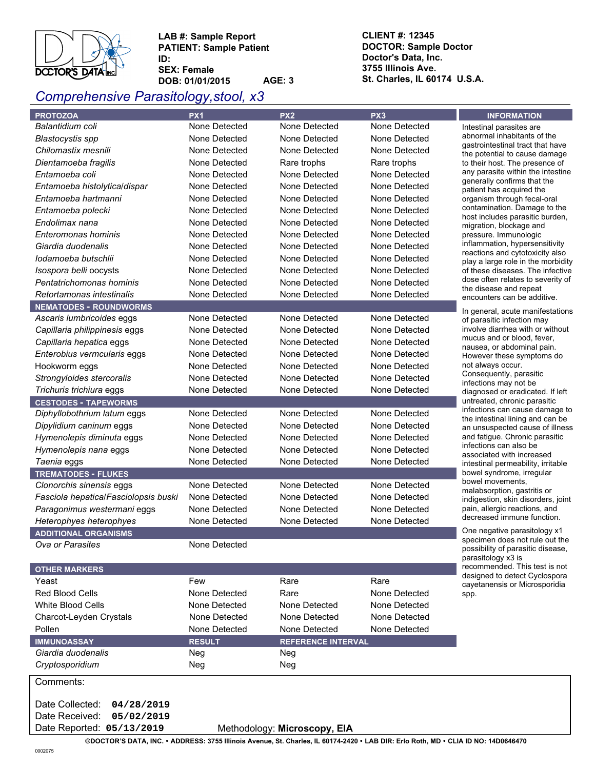LAB #: Sample Report
PATIENT: Sample Patient
ID:
SEX: Female
DOB: 01/01/2015 AGE: 3

CLIENT #: 12345
DOCTOR: Sample Doctor
Doctor's Data, Inc.
3755 Illinois Ave.
St. Charles, IL 60174 U.S.A.

# Comprehensive Parasitology, stool, x3

| PROTOZOA | PX1 | PX2 | PX3 |
|---|---|---|---|
| *Balantidium coli* | None Detected | None Detected | None Detected |
| *Blastocystis spp* | None Detected | None Detected | None Detected |
| *Chilomastix mesnili* | None Detected | None Detected | None Detected |
| *Dientamoeba fragilis* | None Detected | Rare trophs | Rare trophs |
| *Entamoeba coli* | None Detected | None Detected | None Detected |
| *Entamoeba histolytica/dispar* | None Detected | None Detected | None Detected |
| *Entamoeba hartmanni* | None Detected | None Detected | None Detected |
| *Entamoeba polecki* | None Detected | None Detected | None Detected |
| *Endolimax nana* | None Detected | None Detected | None Detected |
| *Enteromonas hominis* | None Detected | None Detected | None Detected |
| *Giardia duodenalis* | None Detected | None Detected | None Detected |
| *Iodamoeba butschlii* | None Detected | None Detected | None Detected |
| *Isospora belli* oocysts | None Detected | None Detected | None Detected |
| *Pentatrichomonas hominis* | None Detected | None Detected | None Detected |
| *Retortamonas intestinalis* | None Detected | None Detected | None Detected |
| **NEMATODES - ROUNDWORMS** | | | |
| *Ascaris lumbricoides* eggs | None Detected | None Detected | None Detected |
| *Capillaria philippinesis* eggs | None Detected | None Detected | None Detected |
| *Capillaria hepatica* eggs | None Detected | None Detected | None Detected |
| *Enterobius vermcularis* eggs | None Detected | None Detected | None Detected |
| Hookworm eggs | None Detected | None Detected | None Detected |
| *Strongyloides stercoralis* | None Detected | None Detected | None Detected |
| *Trichuris trichiura* eggs | None Detected | None Detected | None Detected |
| **CESTODES - TAPEWORMS** | | | |
| *Diphyllobothrium latum* eggs | None Detected | None Detected | None Detected |
| *Dipylidium caninum* eggs | None Detected | None Detected | None Detected |
| *Hymenolepis diminuta* eggs | None Detected | None Detected | None Detected |
| *Hymenolepis nana* eggs | None Detected | None Detected | None Detected |
| *Taenia* eggs | None Detected | None Detected | None Detected |
| **TREMATODES - FLUKES** | | | |
| *Clonorchis sinensis* eggs | None Detected | None Detected | None Detected |
| *Fasciola hepatica/Fasciolopsis buski* | None Detected | None Detected | None Detected |
| *Paragonimus westermani* eggs | None Detected | None Detected | None Detected |
| *Heterophyes heterophyes* | None Detected | None Detected | None Detected |
| **ADDITIONAL ORGANISMS** | | | |
| *Ova or Parasites* | None Detected | | |

| OTHER MARKERS | PX1 | PX2 | PX3 |
|---|---|---|---|
| Yeast | Few | Rare | Rare |
| Red Blood Cells | None Detected | Rare | None Detected |
| White Blood Cells | None Detected | None Detected | None Detected |
| Charcot-Leyden Crystals | None Detected | None Detected | None Detected |
| Pollen | None Detected | None Detected | None Detected |

| IMMUNOASSAY | RESULT | REFERENCE INTERVAL |
|---|---|---|
| *Giardia duodenalis* | Neg | Neg |
| *Cryptosporidium* | Neg | Neg |

## INFORMATION

Intestinal parasites are abnormal inhabitants of the gastrointestinal tract that have the potential to cause damage to their host. The presence of any parasite within the intestine generally confirms that the patient has acquired the organism through fecal-oral contamination. Damage to the host includes parasitic burden, migration, blockage and pressure. Immunologic inflammation, hypersensitivity reactions and cytotoxicity also play a large role in the morbidity of these diseases. The infective dose often relates to severity of the disease and repeat encounters can be additive.

In general, acute manifestations of parasitic infection may involve diarrhea with or without mucus and or blood, fever, nausea, or abdominal pain. However these symptoms do not always occur. Consequently, parasitic infections may not be diagnosed or eradicated. If left untreated, chronic parasitic infections can cause damage to the intestinal lining and can be an unsuspected cause of illness and fatigue. Chronic parasitic infections can also be associated with increased intestinal permeability, irritable bowel syndrome, irregular bowel movements, malabsorption, gastritis or indigestion, skin disorders, joint pain, allergic reactions, and decreased immune function.

One negative parasitology x1 specimen does not rule out the possibility of parasitic disease, parasitology x3 is recommended. This test is not designed to detect Cyclospora cayetanensis or Microsporidia spp.

Comments:

Date Collected: 04/28/2019
Date Received: 05/02/2019
Date Reported: 05/13/2019

Methodology: **Microscopy, EIA**

©DOCTOR'S DATA, INC. • ADDRESS: 3755 Illinois Avenue, St. Charles, IL 60174-2420 • LAB DIR: Erlo Roth, MD • CLIA ID NO: 14D0646470

0002075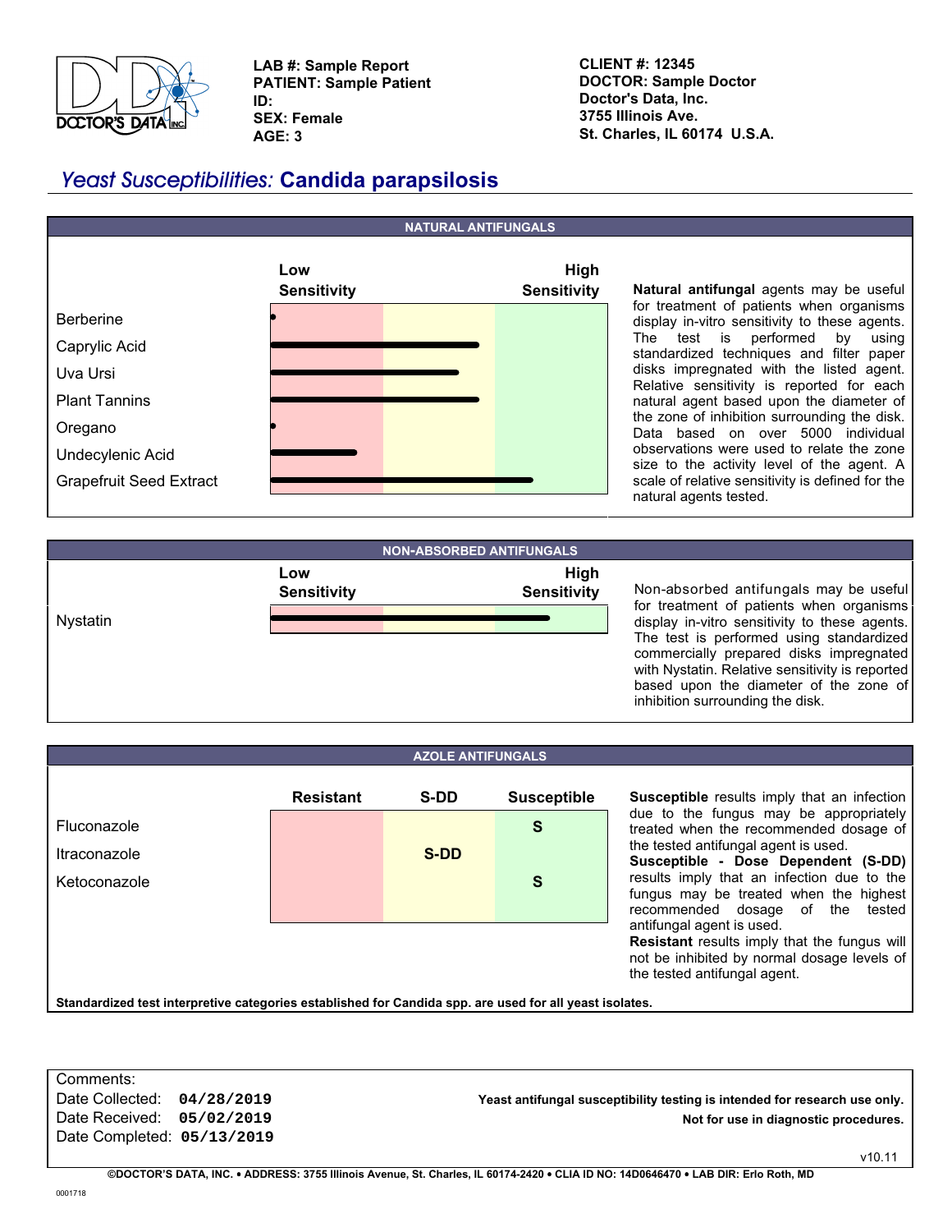LAB #: Sample Report
PATIENT: Sample Patient
ID:
SEX: Female
AGE: 3

CLIENT #: 12345
DOCTOR: Sample Doctor
Doctor's Data, Inc.
3755 Illinois Ave.
St. Charles, IL 60174 U.S.A.

# *Yeast Susceptibilities:* Candida parapsilosis

## NATURAL ANTIFUNGALS

| Agent | Low Sensitivity → High Sensitivity |
|---|---|
| Berberine | Low |
| Caprylic Acid | Intermediate |
| Uva Ursi | Intermediate |
| Plant Tannins | Intermediate |
| Oregano | Low |
| Undecylenic Acid | Low |
| Grapefruit Seed Extract | High |

**Natural antifungal** agents may be useful for treatment of patients when organisms display in-vitro sensitivity to these agents. The test is performed by using standardized techniques and filter paper disks impregnated with the listed agent. Relative sensitivity is reported for each natural agent based upon the diameter of the zone of inhibition surrounding the disk. Data based on over 5000 individual observations were used to relate the zone size to the activity level of the agent. A scale of relative sensitivity is defined for the natural agents tested.

## NON-ABSORBED ANTIFUNGALS

| Agent | Low Sensitivity → High Sensitivity |
|---|---|
| Nystatin | High |

Non-absorbed antifungals may be useful for treatment of patients when organisms display in-vitro sensitivity to these agents. The test is performed using standardized commercially prepared disks impregnated with Nystatin. Relative sensitivity is reported based upon the diameter of the zone of inhibition surrounding the disk.

## AZOLE ANTIFUNGALS

| | Resistant | S-DD | Susceptible |
|---|---|---|---|
| Fluconazole | | | S |
| Itraconazole | | S-DD | |
| Ketoconazole | | | S |

**Susceptible** results imply that an infection due to the fungus may be appropriately treated when the recommended dosage of the tested antifungal agent is used.
**Susceptible - Dose Dependent (S-DD)** results imply that an infection due to the fungus may be treated when the highest recommended dosage of the tested antifungal agent is used.
**Resistant** results imply that the fungus will not be inhibited by normal dosage levels of the tested antifungal agent.

**Standardized test interpretive categories established for Candida spp. are used for all yeast isolates.**

Comments:
Date Collected: **04/28/2019**
Date Received: **05/02/2019**
Date Completed: **05/13/2019**

**Yeast antifungal susceptibility testing is intended for research use only.**
**Not for use in diagnostic procedures.**

v10.11

©DOCTOR'S DATA, INC. • ADDRESS: 3755 Illinois Avenue, St. Charles, IL 60174-2420 • CLIA ID NO: 14D0646470 • LAB DIR: Erlo Roth, MD

0001718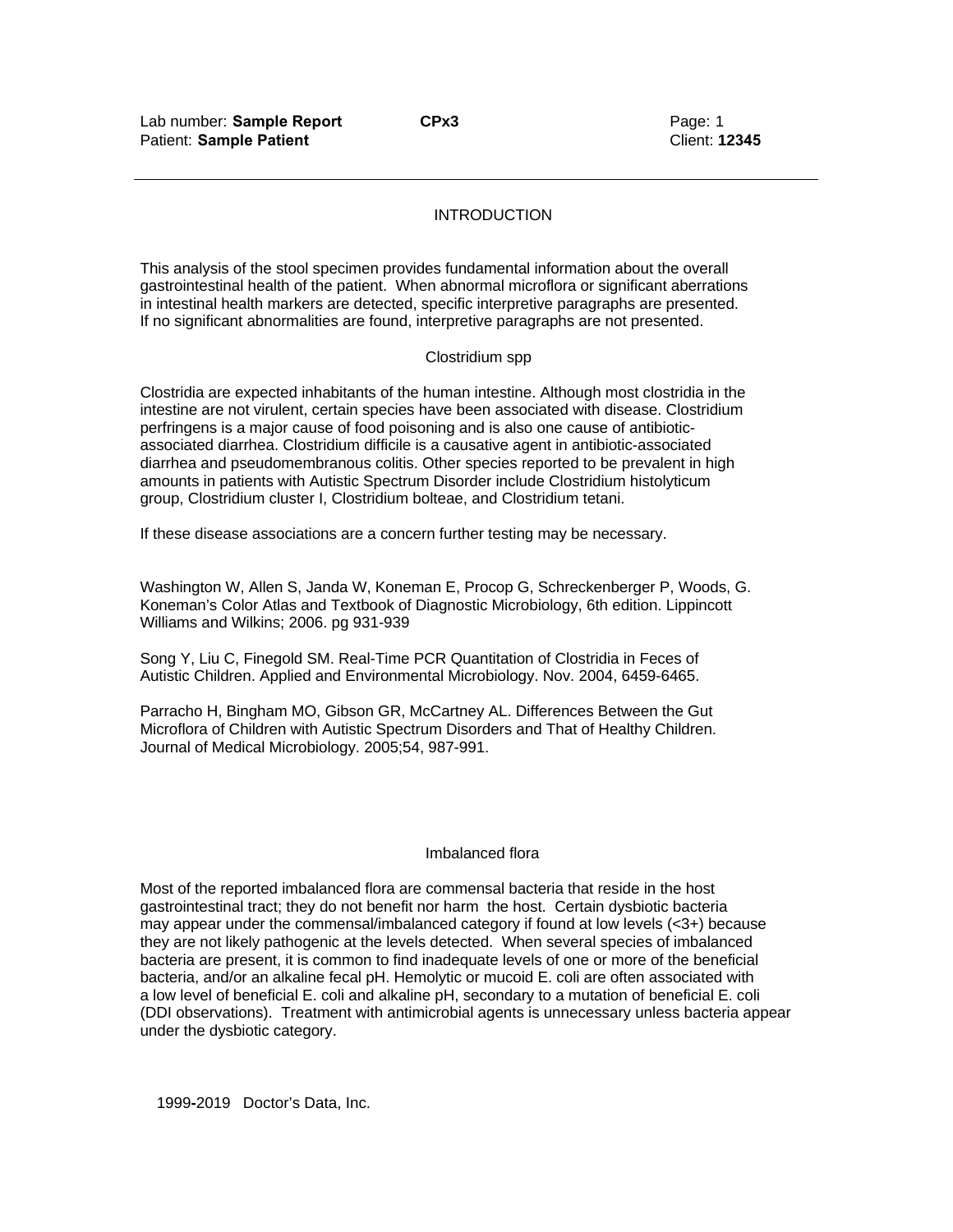## INTRODUCTION

This analysis of the stool specimen provides fundamental information about the overall gastrointestinal health of the patient. When abnormal microflora or significant aberrations in intestinal health markers are detected, specific interpretive paragraphs are presented. If no significant abnormalities are found, interpretive paragraphs are not presented.

### Clostridium spp

Clostridia are expected inhabitants of the human intestine. Although most clostridia in the intestine are not virulent, certain species have been associated with disease. Clostridium perfringens is a major cause of food poisoning and is also one cause of antibiotic-associated diarrhea. Clostridium difficile is a causative agent in antibiotic-associated diarrhea and pseudomembranous colitis. Other species reported to be prevalent in high amounts in patients with Autistic Spectrum Disorder include Clostridium histolyticum group, Clostridium cluster I, Clostridium bolteae, and Clostridium tetani.

If these disease associations are a concern further testing may be necessary.

Washington W, Allen S, Janda W, Koneman E, Procop G, Schreckenberger P, Woods, G. Koneman's Color Atlas and Textbook of Diagnostic Microbiology, 6th edition. Lippincott Williams and Wilkins; 2006. pg 931-939

Song Y, Liu C, Finegold SM. Real-Time PCR Quantitation of Clostridia in Feces of Autistic Children. Applied and Environmental Microbiology. Nov. 2004, 6459-6465.

Parracho H, Bingham MO, Gibson GR, McCartney AL. Differences Between the Gut Microflora of Children with Autistic Spectrum Disorders and That of Healthy Children. Journal of Medical Microbiology. 2005;54, 987-991.

### Imbalanced flora

Most of the reported imbalanced flora are commensal bacteria that reside in the host gastrointestinal tract; they do not benefit nor harm the host. Certain dysbiotic bacteria may appear under the commensal/imbalanced category if found at low levels (<3+) because they are not likely pathogenic at the levels detected. When several species of imbalanced bacteria are present, it is common to find inadequate levels of one or more of the beneficial bacteria, and/or an alkaline fecal pH. Hemolytic or mucoid E. coli are often associated with a low level of beneficial E. coli and alkaline pH, secondary to a mutation of beneficial E. coli (DDI observations). Treatment with antimicrobial agents is unnecessary unless bacteria appear under the dysbiotic category.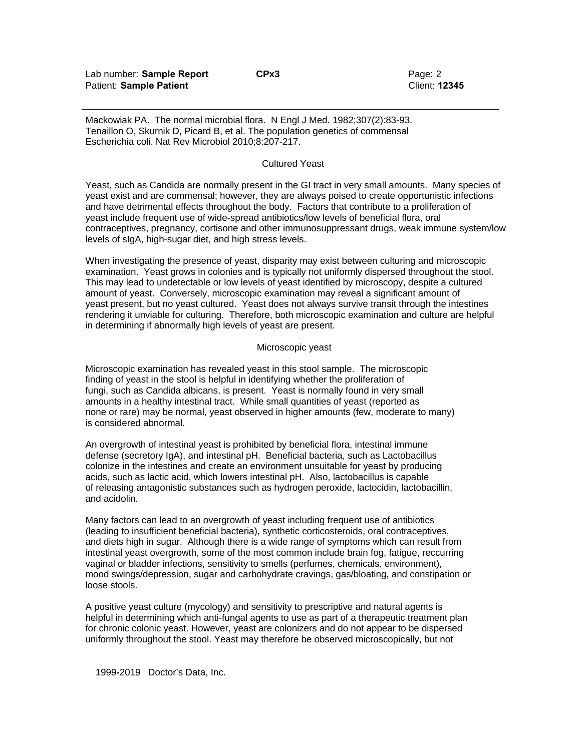Mackowiak PA. The normal microbial flora. N Engl J Med. 1982;307(2):83-93.
Tenaillon O, Skurnik D, Picard B, et al. The population genetics of commensal Escherichia coli. Nat Rev Microbiol 2010;8:207-217.

### Cultured Yeast

Yeast, such as Candida are normally present in the GI tract in very small amounts. Many species of yeast exist and are commensal; however, they are always poised to create opportunistic infections and have detrimental effects throughout the body. Factors that contribute to a proliferation of yeast include frequent use of wide-spread antibiotics/low levels of beneficial flora, oral contraceptives, pregnancy, cortisone and other immunosuppressant drugs, weak immune system/low levels of sIgA, high-sugar diet, and high stress levels.

When investigating the presence of yeast, disparity may exist between culturing and microscopic examination. Yeast grows in colonies and is typically not uniformly dispersed throughout the stool. This may lead to undetectable or low levels of yeast identified by microscopy, despite a cultured amount of yeast. Conversely, microscopic examination may reveal a significant amount of yeast present, but no yeast cultured. Yeast does not always survive transit through the intestines rendering it unviable for culturing. Therefore, both microscopic examination and culture are helpful in determining if abnormally high levels of yeast are present.

### Microscopic yeast

Microscopic examination has revealed yeast in this stool sample. The microscopic finding of yeast in the stool is helpful in identifying whether the proliferation of fungi, such as Candida albicans, is present. Yeast is normally found in very small amounts in a healthy intestinal tract. While small quantities of yeast (reported as none or rare) may be normal, yeast observed in higher amounts (few, moderate to many) is considered abnormal.

An overgrowth of intestinal yeast is prohibited by beneficial flora, intestinal immune defense (secretory IgA), and intestinal pH. Beneficial bacteria, such as Lactobacillus colonize in the intestines and create an environment unsuitable for yeast by producing acids, such as lactic acid, which lowers intestinal pH. Also, lactobacillus is capable of releasing antagonistic substances such as hydrogen peroxide, lactocidin, lactobacillin, and acidolin.

Many factors can lead to an overgrowth of yeast including frequent use of antibiotics (leading to insufficient beneficial bacteria), synthetic corticosteroids, oral contraceptives, and diets high in sugar. Although there is a wide range of symptoms which can result from intestinal yeast overgrowth, some of the most common include brain fog, fatigue, reccurring vaginal or bladder infections, sensitivity to smells (perfumes, chemicals, environment), mood swings/depression, sugar and carbohydrate cravings, gas/bloating, and constipation or loose stools.

A positive yeast culture (mycology) and sensitivity to prescriptive and natural agents is helpful in determining which anti-fungal agents to use as part of a therapeutic treatment plan for chronic colonic yeast. However, yeast are colonizers and do not appear to be dispersed uniformly throughout the stool. Yeast may therefore be observed microscopically, but not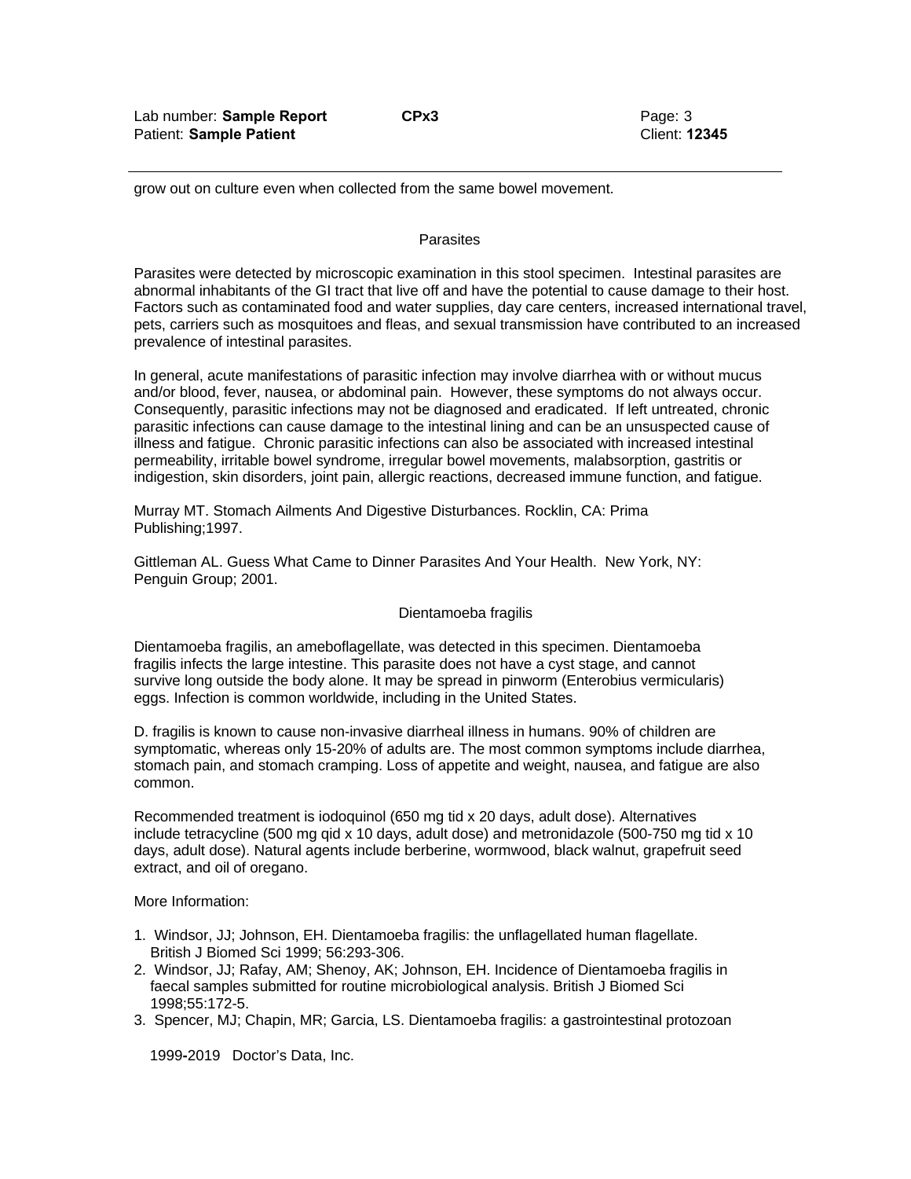grow out on culture even when collected from the same bowel movement.

## Parasites

Parasites were detected by microscopic examination in this stool specimen. Intestinal parasites are abnormal inhabitants of the GI tract that live off and have the potential to cause damage to their host. Factors such as contaminated food and water supplies, day care centers, increased international travel, pets, carriers such as mosquitoes and fleas, and sexual transmission have contributed to an increased prevalence of intestinal parasites.

In general, acute manifestations of parasitic infection may involve diarrhea with or without mucus and/or blood, fever, nausea, or abdominal pain. However, these symptoms do not always occur. Consequently, parasitic infections may not be diagnosed and eradicated. If left untreated, chronic parasitic infections can cause damage to the intestinal lining and can be an unsuspected cause of illness and fatigue. Chronic parasitic infections can also be associated with increased intestinal permeability, irritable bowel syndrome, irregular bowel movements, malabsorption, gastritis or indigestion, skin disorders, joint pain, allergic reactions, decreased immune function, and fatigue.

Murray MT. Stomach Ailments And Digestive Disturbances. Rocklin, CA: Prima Publishing;1997.

Gittleman AL. Guess What Came to Dinner Parasites And Your Health. New York, NY: Penguin Group; 2001.

### Dientamoeba fragilis

Dientamoeba fragilis, an ameboflagellate, was detected in this specimen. Dientamoeba fragilis infects the large intestine. This parasite does not have a cyst stage, and cannot survive long outside the body alone. It may be spread in pinworm (Enterobius vermicularis) eggs. Infection is common worldwide, including in the United States.

D. fragilis is known to cause non-invasive diarrheal illness in humans. 90% of children are symptomatic, whereas only 15-20% of adults are. The most common symptoms include diarrhea, stomach pain, and stomach cramping. Loss of appetite and weight, nausea, and fatigue are also common.

Recommended treatment is iodoquinol (650 mg tid x 20 days, adult dose). Alternatives include tetracycline (500 mg qid x 10 days, adult dose) and metronidazole (500-750 mg tid x 10 days, adult dose). Natural agents include berberine, wormwood, black walnut, grapefruit seed extract, and oil of oregano.

More Information:

1. Windsor, JJ; Johnson, EH. Dientamoeba fragilis: the unflagellated human flagellate. British J Biomed Sci 1999; 56:293-306.
2. Windsor, JJ; Rafay, AM; Shenoy, AK; Johnson, EH. Incidence of Dientamoeba fragilis in faecal samples submitted for routine microbiological analysis. British J Biomed Sci 1998;55:172-5.
3. Spencer, MJ; Chapin, MR; Garcia, LS. Dientamoeba fragilis: a gastrointestinal protozoan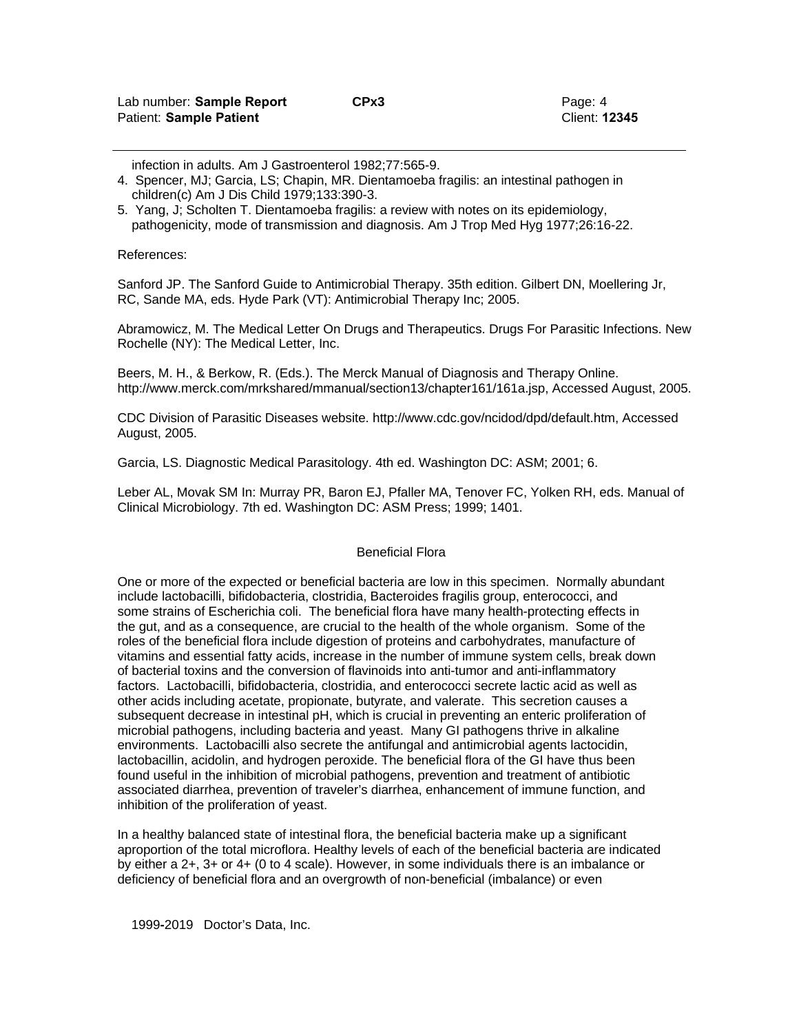infection in adults. Am J Gastroenterol 1982;77:565-9.

4. Spencer, MJ; Garcia, LS; Chapin, MR. Dientamoeba fragilis: an intestinal pathogen in children(c) Am J Dis Child 1979;133:390-3.
5. Yang, J; Scholten T. Dientamoeba fragilis: a review with notes on its epidemiology, pathogenicity, mode of transmission and diagnosis. Am J Trop Med Hyg 1977;26:16-22.

References:

Sanford JP. The Sanford Guide to Antimicrobial Therapy. 35th edition. Gilbert DN, Moellering Jr, RC, Sande MA, eds. Hyde Park (VT): Antimicrobial Therapy Inc; 2005.

Abramowicz, M. The Medical Letter On Drugs and Therapeutics. Drugs For Parasitic Infections. New Rochelle (NY): The Medical Letter, Inc.

Beers, M. H., & Berkow, R. (Eds.). The Merck Manual of Diagnosis and Therapy Online. http://www.merck.com/mrkshared/mmanual/section13/chapter161/161a.jsp, Accessed August, 2005.

CDC Division of Parasitic Diseases website. http://www.cdc.gov/ncidod/dpd/default.htm, Accessed August, 2005.

Garcia, LS. Diagnostic Medical Parasitology. 4th ed. Washington DC: ASM; 2001; 6.

Leber AL, Movak SM In: Murray PR, Baron EJ, Pfaller MA, Tenover FC, Yolken RH, eds. Manual of Clinical Microbiology. 7th ed. Washington DC: ASM Press; 1999; 1401.

## Beneficial Flora

One or more of the expected or beneficial bacteria are low in this specimen. Normally abundant include lactobacilli, bifidobacteria, clostridia, Bacteroides fragilis group, enterococci, and some strains of Escherichia coli. The beneficial flora have many health-protecting effects in the gut, and as a consequence, are crucial to the health of the whole organism. Some of the roles of the beneficial flora include digestion of proteins and carbohydrates, manufacture of vitamins and essential fatty acids, increase in the number of immune system cells, break down of bacterial toxins and the conversion of flavinoids into anti-tumor and anti-inflammatory factors. Lactobacilli, bifidobacteria, clostridia, and enterococci secrete lactic acid as well as other acids including acetate, propionate, butyrate, and valerate. This secretion causes a subsequent decrease in intestinal pH, which is crucial in preventing an enteric proliferation of microbial pathogens, including bacteria and yeast. Many GI pathogens thrive in alkaline environments. Lactobacilli also secrete the antifungal and antimicrobial agents lactocidin, lactobacillin, acidolin, and hydrogen peroxide. The beneficial flora of the GI have thus been found useful in the inhibition of microbial pathogens, prevention and treatment of antibiotic associated diarrhea, prevention of traveler's diarrhea, enhancement of immune function, and inhibition of the proliferation of yeast.

In a healthy balanced state of intestinal flora, the beneficial bacteria make up a significant aproportion of the total microflora. Healthy levels of each of the beneficial bacteria are indicated by either a 2+, 3+ or 4+ (0 to 4 scale). However, in some individuals there is an imbalance or deficiency of beneficial flora and an overgrowth of non-beneficial (imbalance) or even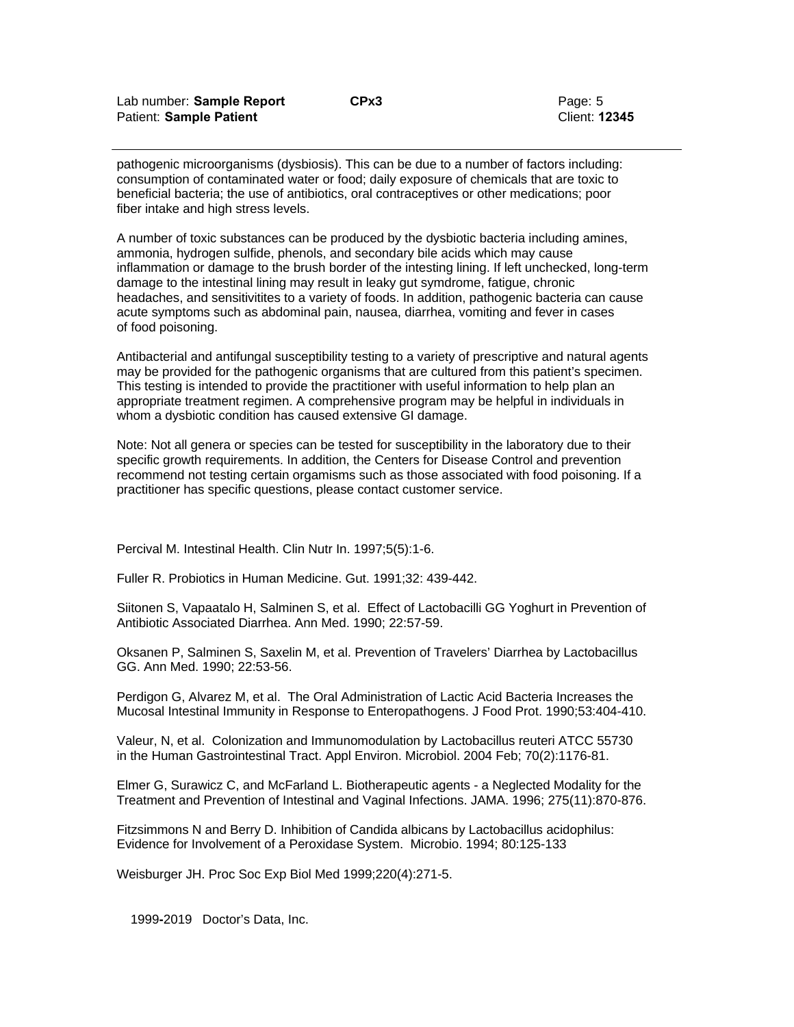pathogenic microorganisms (dysbiosis). This can be due to a number of factors including: consumption of contaminated water or food; daily exposure of chemicals that are toxic to beneficial bacteria; the use of antibiotics, oral contraceptives or other medications; poor fiber intake and high stress levels.

A number of toxic substances can be produced by the dysbiotic bacteria including amines, ammonia, hydrogen sulfide, phenols, and secondary bile acids which may cause inflammation or damage to the brush border of the intesting lining. If left unchecked, long-term damage to the intestinal lining may result in leaky gut symdrome, fatigue, chronic headaches, and sensitivitites to a variety of foods. In addition, pathogenic bacteria can cause acute symptoms such as abdominal pain, nausea, diarrhea, vomiting and fever in cases of food poisoning.

Antibacterial and antifungal susceptibility testing to a variety of prescriptive and natural agents may be provided for the pathogenic organisms that are cultured from this patient's specimen. This testing is intended to provide the practitioner with useful information to help plan an appropriate treatment regimen. A comprehensive program may be helpful in individuals in whom a dysbiotic condition has caused extensive GI damage.

Note: Not all genera or species can be tested for susceptibility in the laboratory due to their specific growth requirements. In addition, the Centers for Disease Control and prevention recommend not testing certain orgamisms such as those associated with food poisoning. If a practitioner has specific questions, please contact customer service.

Percival M. Intestinal Health. Clin Nutr In. 1997;5(5):1-6.

Fuller R. Probiotics in Human Medicine. Gut. 1991;32: 439-442.

Siitonen S, Vapaatalo H, Salminen S, et al. Effect of Lactobacilli GG Yoghurt in Prevention of Antibiotic Associated Diarrhea. Ann Med. 1990; 22:57-59.

Oksanen P, Salminen S, Saxelin M, et al. Prevention of Travelers' Diarrhea by Lactobacillus GG. Ann Med. 1990; 22:53-56.

Perdigon G, Alvarez M, et al. The Oral Administration of Lactic Acid Bacteria Increases the Mucosal Intestinal Immunity in Response to Enteropathogens. J Food Prot. 1990;53:404-410.

Valeur, N, et al. Colonization and Immunomodulation by Lactobacillus reuteri ATCC 55730 in the Human Gastrointestinal Tract. Appl Environ. Microbiol. 2004 Feb; 70(2):1176-81.

Elmer G, Surawicz C, and McFarland L. Biotherapeutic agents - a Neglected Modality for the Treatment and Prevention of Intestinal and Vaginal Infections. JAMA. 1996; 275(11):870-876.

Fitzsimmons N and Berry D. Inhibition of Candida albicans by Lactobacillus acidophilus: Evidence for Involvement of a Peroxidase System. Microbio. 1994; 80:125-133

Weisburger JH. Proc Soc Exp Biol Med 1999;220(4):271-5.

1999-2019 Doctor's Data, Inc.